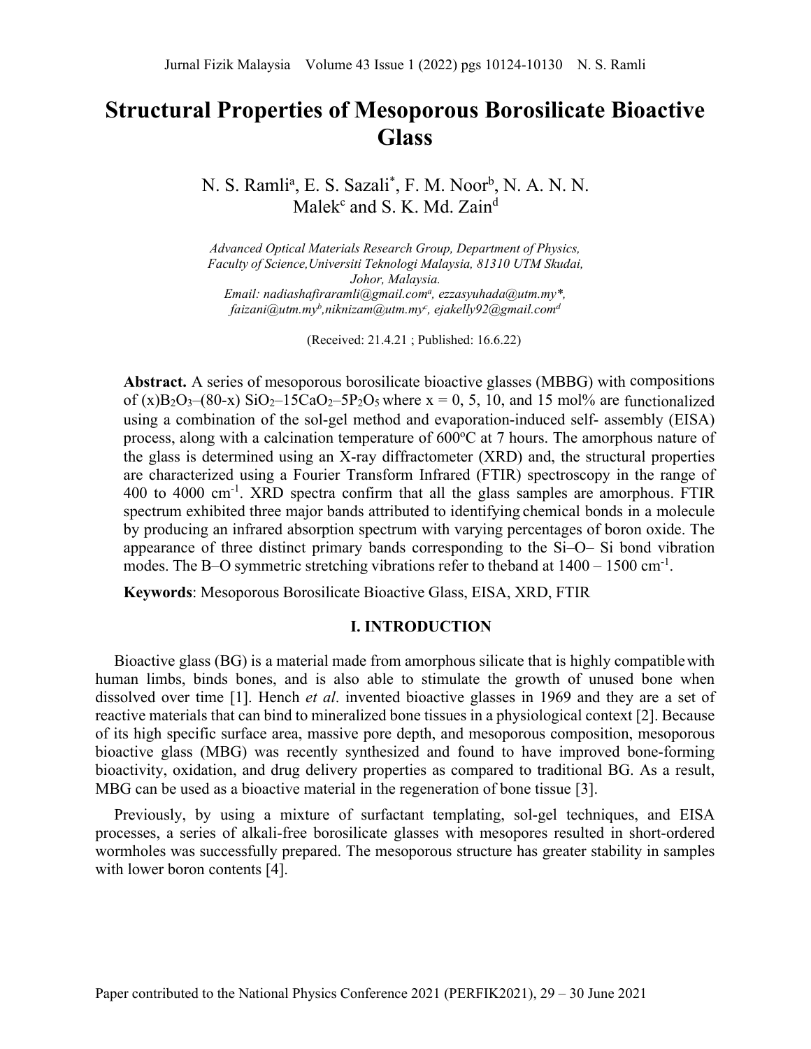# Structural Properties of Mesoporous Borosilicate Bioactive Glass

N. S. Ramli[a], E. S. Sazali[*], F. M. Noor[b], N. A. N. N. Malek[c] and S. K. Md. Zain[d]

*Advanced Optical Materials Research Group, Department of Physics, Faculty of Science,Universiti Teknologi Malaysia, 81310 UTM Skudai, Johor, Malaysia.*
*Email: nadiashafiraramli@gmail.com[a], ezzasyuhada@utm.my*, faizani@utm.my[b],niknizam@utm.my[c], ejakelly92@gmail.com[d]*

(Received: 21.4.21 ; Published: 16.6.22)

**Abstract.** A series of mesoporous borosilicate bioactive glasses (MBBG) with compositions of (x)$B_2O_3$–(80-x) $SiO_2$–15$CaO_2$–5$P_2O_5$ where x = 0, 5, 10, and 15 mol% are functionalized using a combination of the sol-gel method and evaporation-induced self- assembly (EISA) process, along with a calcination temperature of 600°C at 7 hours. The amorphous nature of the glass is determined using an X-ray diffractometer (XRD) and, the structural properties are characterized using a Fourier Transform Infrared (FTIR) spectroscopy in the range of 400 to 4000 $cm^{-1}$. XRD spectra confirm that all the glass samples are amorphous. FTIR spectrum exhibited three major bands attributed to identifying chemical bonds in a molecule by producing an infrared absorption spectrum with varying percentages of boron oxide. The appearance of three distinct primary bands corresponding to the Si–O– Si bond vibration modes. The B–O symmetric stretching vibrations refer to theband at 1400 – 1500 $cm^{-1}$.

**Keywords**: Mesoporous Borosilicate Bioactive Glass, EISA, XRD, FTIR

## I. INTRODUCTION

Bioactive glass (BG) is a material made from amorphous silicate that is highly compatible with human limbs, binds bones, and is also able to stimulate the growth of unused bone when dissolved over time [1]. Hench *et al*. invented bioactive glasses in 1969 and they are a set of reactive materials that can bind to mineralized bone tissues in a physiological context [2]. Because of its high specific surface area, massive pore depth, and mesoporous composition, mesoporous bioactive glass (MBG) was recently synthesized and found to have improved bone-forming bioactivity, oxidation, and drug delivery properties as compared to traditional BG. As a result, MBG can be used as a bioactive material in the regeneration of bone tissue [3].

Previously, by using a mixture of surfactant templating, sol-gel techniques, and EISA processes, a series of alkali-free borosilicate glasses with mesopores resulted in short-ordered wormholes was successfully prepared. The mesoporous structure has greater stability in samples with lower boron contents [4].

Paper contributed to the National Physics Conference 2021 (PERFIK2021), 29 – 30 June 2021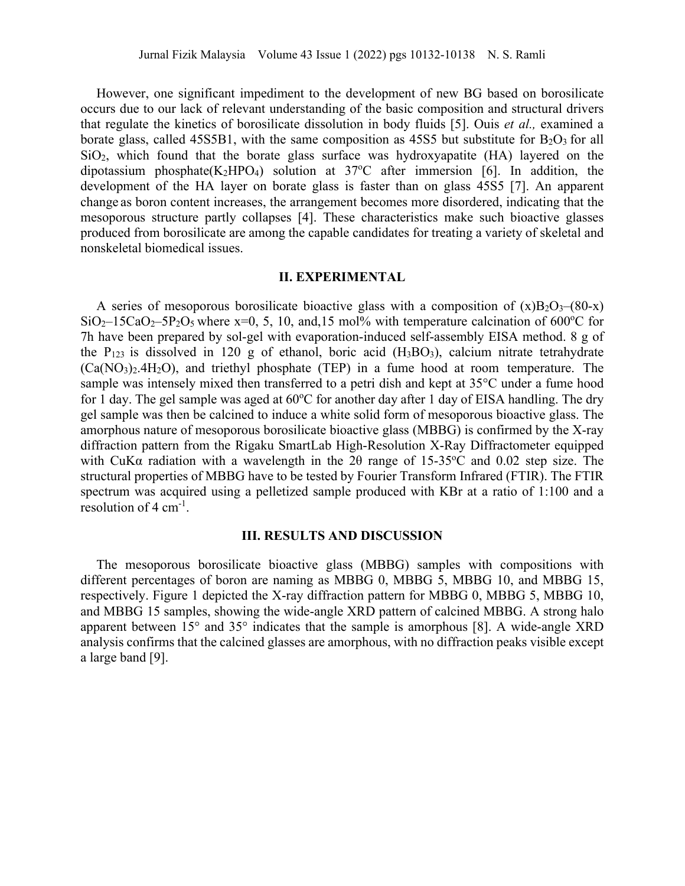However, one significant impediment to the development of new BG based on borosilicate occurs due to our lack of relevant understanding of the basic composition and structural drivers that regulate the kinetics of borosilicate dissolution in body fluids [5]. Ouis *et al.,* examined a borate glass, called 45S5B1, with the same composition as 45S5 but substitute for $B_2O_3$ for all $SiO_2$, which found that the borate glass surface was hydroxyapatite (HA) layered on the dipotassium phosphate($K_2HPO_4$) solution at 37°C after immersion [6]. In addition, the development of the HA layer on borate glass is faster than on glass 45S5 [7]. An apparent change as boron content increases, the arrangement becomes more disordered, indicating that the mesoporous structure partly collapses [4]. These characteristics make such bioactive glasses produced from borosilicate are among the capable candidates for treating a variety of skeletal and nonskeletal biomedical issues.

## II. EXPERIMENTAL

A series of mesoporous borosilicate bioactive glass with a composition of $(x)B_2O_3$–$(80\text{-}x)SiO_2$–$15CaO_2$–$5P_2O_5$ where x=0, 5, 10, and,15 mol% with temperature calcination of 600°C for 7h have been prepared by sol-gel with evaporation-induced self-assembly EISA method. 8 g of the $P_{123}$ is dissolved in 120 g of ethanol, boric acid ($H_3BO_3$), calcium nitrate tetrahydrate ($Ca(NO_3)_2.4H_2O$), and triethyl phosphate (TEP) in a fume hood at room temperature. The sample was intensely mixed then transferred to a petri dish and kept at 35°C under a fume hood for 1 day. The gel sample was aged at 60°C for another day after 1 day of EISA handling. The dry gel sample was then be calcined to induce a white solid form of mesoporous bioactive glass. The amorphous nature of mesoporous borosilicate bioactive glass (MBBG) is confirmed by the X-ray diffraction pattern from the Rigaku SmartLab High-Resolution X-Ray Diffractometer equipped with CuKα radiation with a wavelength in the 2θ range of 15-35°C and 0.02 step size. The structural properties of MBBG have to be tested by Fourier Transform Infrared (FTIR). The FTIR spectrum was acquired using a pelletized sample produced with KBr at a ratio of 1:100 and a resolution of 4 $cm^{-1}$.

## III. RESULTS AND DISCUSSION

The mesoporous borosilicate bioactive glass (MBBG) samples with compositions with different percentages of boron are naming as MBBG 0, MBBG 5, MBBG 10, and MBBG 15, respectively. Figure 1 depicted the X-ray diffraction pattern for MBBG 0, MBBG 5, MBBG 10, and MBBG 15 samples, showing the wide-angle XRD pattern of calcined MBBG. A strong halo apparent between 15° and 35° indicates that the sample is amorphous [8]. A wide-angle XRD analysis confirms that the calcined glasses are amorphous, with no diffraction peaks visible except a large band [9].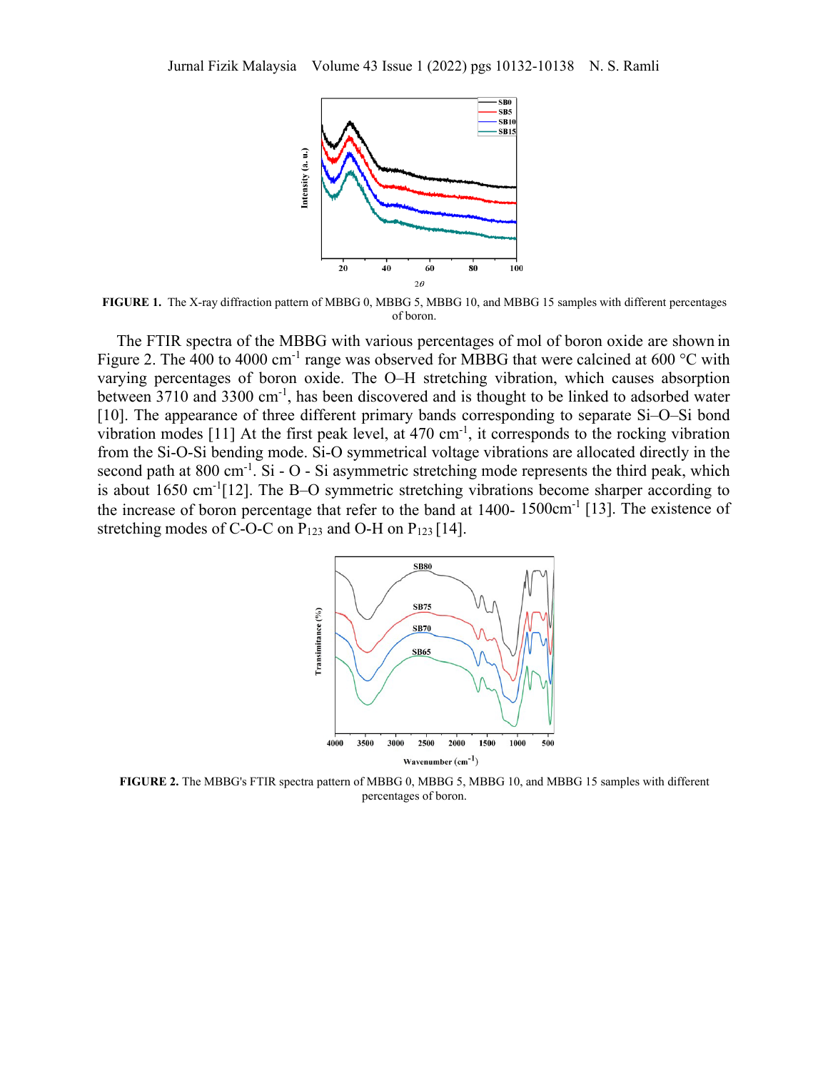**FIGURE 1.** The X-ray diffraction pattern of MBBG 0, MBBG 5, MBBG 10, and MBBG 15 samples with different percentages of boron.

The FTIR spectra of the MBBG with various percentages of mol of boron oxide are shown in Figure 2. The 400 to 4000 cm$^{-1}$ range was observed for MBBG that were calcined at 600 °C with varying percentages of boron oxide. The O–H stretching vibration, which causes absorption between 3710 and 3300 cm$^{-1}$, has been discovered and is thought to be linked to adsorbed water [10]. The appearance of three different primary bands corresponding to separate Si–O–Si bond vibration modes [11] At the first peak level, at 470 cm$^{-1}$, it corresponds to the rocking vibration from the Si-O-Si bending mode. Si-O symmetrical voltage vibrations are allocated directly in the second path at 800 cm$^{-1}$. Si - O - Si asymmetric stretching mode represents the third peak, which is about 1650 cm$^{-1}$[12]. The B–O symmetric stretching vibrations become sharper according to the increase of boron percentage that refer to the band at 1400- 1500cm$^{-1}$ [13]. The existence of stretching modes of C-O-C on $P_{123}$ and O-H on $P_{123}$ [14].

**FIGURE 2.** The MBBG's FTIR spectra pattern of MBBG 0, MBBG 5, MBBG 10, and MBBG 15 samples with different percentages of boron.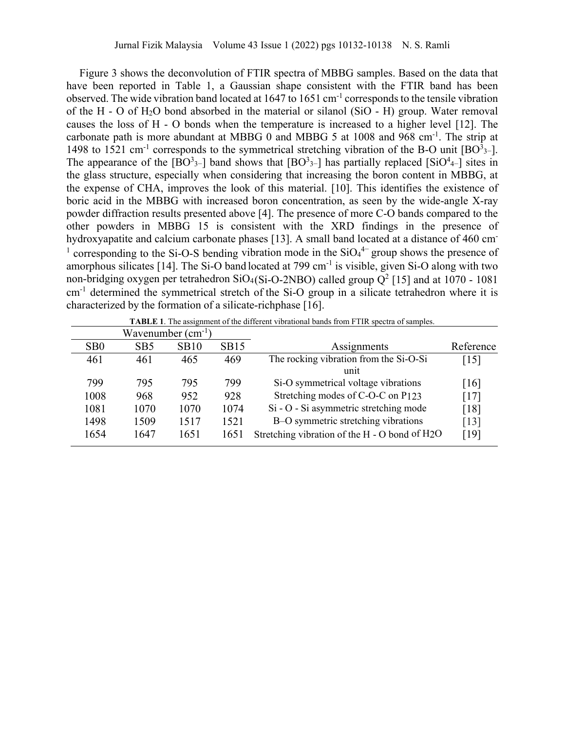Figure 3 shows the deconvolution of FTIR spectra of MBBG samples. Based on the data that have been reported in Table 1, a Gaussian shape consistent with the FTIR band has been observed. The wide vibration band located at 1647 to 1651 cm$^{-1}$ corresponds to the tensile vibration of the H - O of $H_2O$ bond absorbed in the material or silanol (SiO - H) group. Water removal causes the loss of H - O bonds when the temperature is increased to a higher level [12]. The carbonate path is more abundant at MBBG 0 and MBBG 5 at 1008 and 968 cm$^{-1}$. The strip at 1498 to 1521 cm$^{-1}$ corresponds to the symmetrical stretching vibration of the B-O unit [$BO^{3}{}_{3-}$]. The appearance of the [$BO^{3}{}_{3-}$] band shows that [$BO^{3}{}_{3-}$] has partially replaced [$SiO^{4}{}_{4-}$] sites in the glass structure, especially when considering that increasing the boron content in MBBG, at the expense of CHA, improves the look of this material. [10]. This identifies the existence of boric acid in the MBBG with increased boron concentration, as seen by the wide-angle X-ray powder diffraction results presented above [4]. The presence of more C-O bands compared to the other powders in MBBG 15 is consistent with the XRD findings in the presence of hydroxyapatite and calcium carbonate phases [13]. A small band located at a distance of 460 cm$^{-1}$ corresponding to the Si-O-S bending vibration mode in the $SiO_4^{4-}$ group shows the presence of amorphous silicates [14]. The Si-O band located at 799 cm$^{-1}$ is visible, given Si-O along with two non-bridging oxygen per tetrahedron $SiO_4$(Si-O-2NBO) called group $Q^2$ [15] and at 1070 - 1081 cm$^{-1}$ determined the symmetrical stretch of the Si-O group in a silicate tetrahedron where it is characterized by the formation of a silicate-richphase [16].

**TABLE 1**. The assignment of the different vibrational bands from FTIR spectra of samples.

| Wavenumber (cm$^{-1}$) | | | | | |
|---|---|---|---|---|---|
| SB0 | SB5 | SB10 | SB15 | Assignments | Reference |
| 461 | 461 | 465 | 469 | The rocking vibration from the Si-O-Si unit | [15] |
| 799 | 795 | 795 | 799 | Si-O symmetrical voltage vibrations | [16] |
| 1008 | 968 | 952 | 928 | Stretching modes of C-O-C on P123 | [17] |
| 1081 | 1070 | 1070 | 1074 | Si - O - Si asymmetric stretching mode | [18] |
| 1498 | 1509 | 1517 | 1521 | B–O symmetric stretching vibrations | [13] |
| 1654 | 1647 | 1651 | 1651 | Stretching vibration of the H - O bond of $H_2O$ | [19] |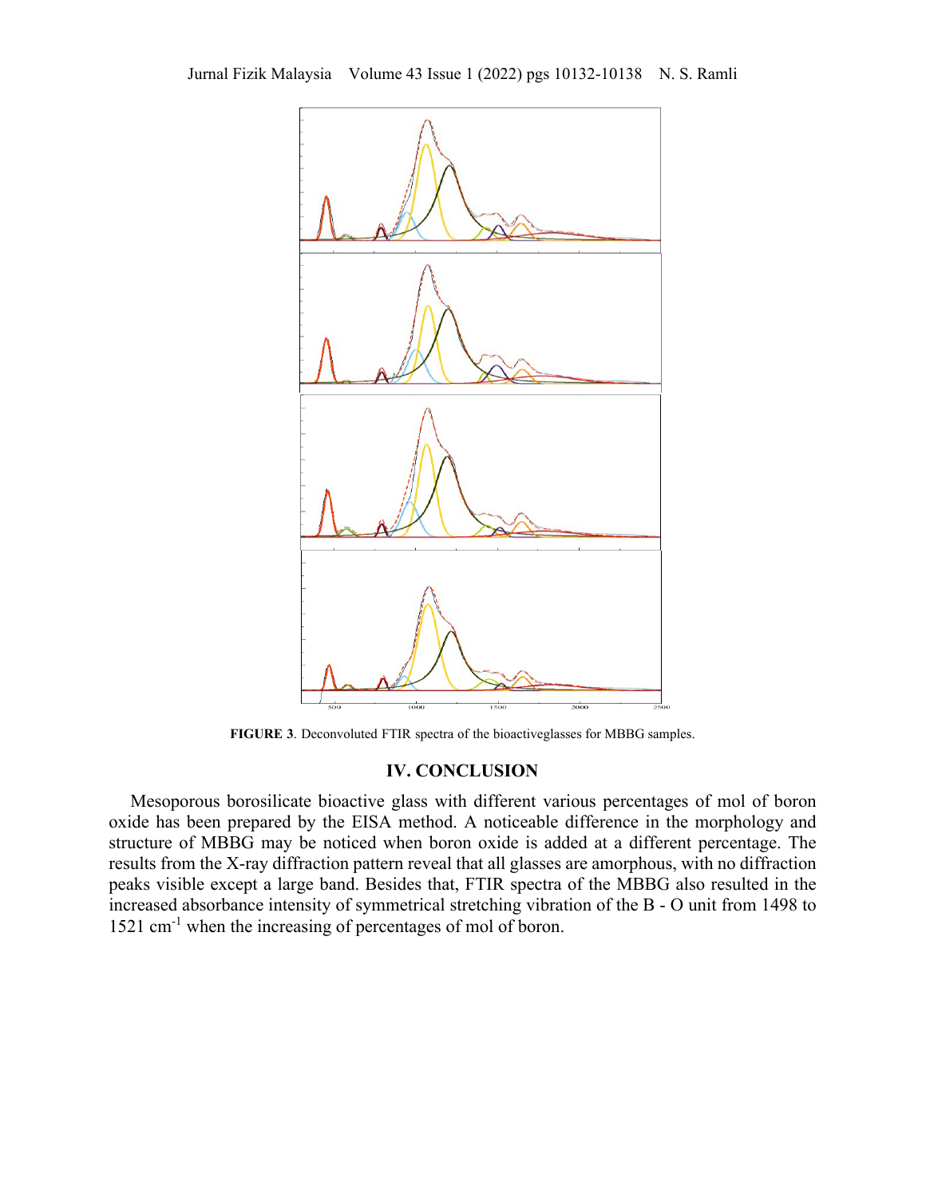FIGURE 3. Deconvoluted FTIR spectra of the bioactiveglasses for MBBG samples.

## IV. CONCLUSION

Mesoporous borosilicate bioactive glass with different various percentages of mol of boron oxide has been prepared by the EISA method. A noticeable difference in the morphology and structure of MBBG may be noticed when boron oxide is added at a different percentage. The results from the X-ray diffraction pattern reveal that all glasses are amorphous, with no diffraction peaks visible except a large band. Besides that, FTIR spectra of the MBBG also resulted in the increased absorbance intensity of symmetrical stretching vibration of the B - O unit from 1498 to 1521 $cm^{-1}$ when the increasing of percentages of mol of boron.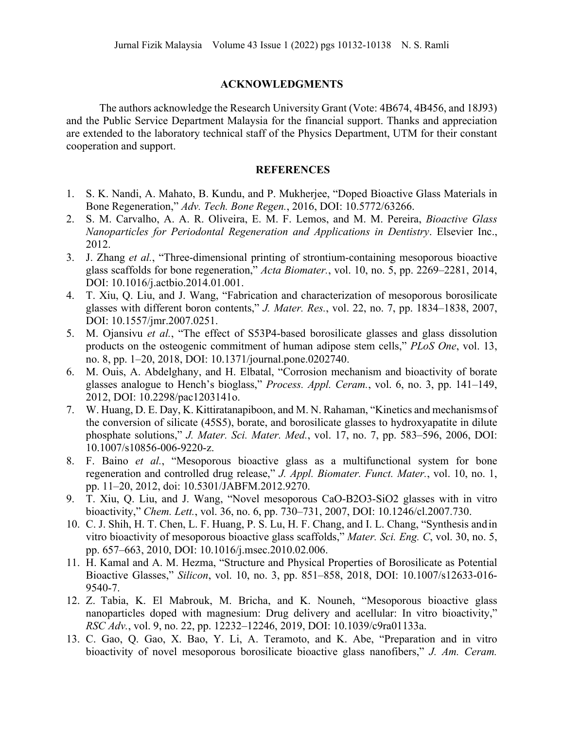## ACKNOWLEDGMENTS

The authors acknowledge the Research University Grant (Vote: 4B674, 4B456, and 18J93) and the Public Service Department Malaysia for the financial support. Thanks and appreciation are extended to the laboratory technical staff of the Physics Department, UTM for their constant cooperation and support.

## REFERENCES

1. S. K. Nandi, A. Mahato, B. Kundu, and P. Mukherjee, "Doped Bioactive Glass Materials in Bone Regeneration," *Adv. Tech. Bone Regen.*, 2016, DOI: 10.5772/63266.
2. S. M. Carvalho, A. A. R. Oliveira, E. M. F. Lemos, and M. M. Pereira, *Bioactive Glass Nanoparticles for Periodontal Regeneration and Applications in Dentistry*. Elsevier Inc., 2012.
3. J. Zhang *et al.*, "Three-dimensional printing of strontium-containing mesoporous bioactive glass scaffolds for bone regeneration," *Acta Biomater.*, vol. 10, no. 5, pp. 2269–2281, 2014, DOI: 10.1016/j.actbio.2014.01.001.
4. T. Xiu, Q. Liu, and J. Wang, "Fabrication and characterization of mesoporous borosilicate glasses with different boron contents," *J. Mater. Res.*, vol. 22, no. 7, pp. 1834–1838, 2007, DOI: 10.1557/jmr.2007.0251.
5. M. Ojansivu *et al.*, "The effect of S53P4-based borosilicate glasses and glass dissolution products on the osteogenic commitment of human adipose stem cells," *PLoS One*, vol. 13, no. 8, pp. 1–20, 2018, DOI: 10.1371/journal.pone.0202740.
6. M. Ouis, A. Abdelghany, and H. Elbatal, "Corrosion mechanism and bioactivity of borate glasses analogue to Hench's bioglass," *Process. Appl. Ceram.*, vol. 6, no. 3, pp. 141–149, 2012, DOI: 10.2298/pac1203141o.
7. W. Huang, D. E. Day, K. Kittiratanapiboon, and M. N. Rahaman, "Kinetics and mechanisms of the conversion of silicate (45S5), borate, and borosilicate glasses to hydroxyapatite in dilute phosphate solutions," *J. Mater. Sci. Mater. Med.*, vol. 17, no. 7, pp. 583–596, 2006, DOI: 10.1007/s10856-006-9220-z.
8. F. Baino *et al.*, "Mesoporous bioactive glass as a multifunctional system for bone regeneration and controlled drug release," *J. Appl. Biomater. Funct. Mater.*, vol. 10, no. 1, pp. 11–20, 2012, doi: 10.5301/JABFM.2012.9270.
9. T. Xiu, Q. Liu, and J. Wang, "Novel mesoporous CaO-B2O3-SiO2 glasses with in vitro bioactivity," *Chem. Lett.*, vol. 36, no. 6, pp. 730–731, 2007, DOI: 10.1246/cl.2007.730.
10. C. J. Shih, H. T. Chen, L. F. Huang, P. S. Lu, H. F. Chang, and I. L. Chang, "Synthesis and in vitro bioactivity of mesoporous bioactive glass scaffolds," *Mater. Sci. Eng. C*, vol. 30, no. 5, pp. 657–663, 2010, DOI: 10.1016/j.msec.2010.02.006.
11. H. Kamal and A. M. Hezma, "Structure and Physical Properties of Borosilicate as Potential Bioactive Glasses," *Silicon*, vol. 10, no. 3, pp. 851–858, 2018, DOI: 10.1007/s12633-016-9540-7.
12. Z. Tabia, K. El Mabrouk, M. Bricha, and K. Nouneh, "Mesoporous bioactive glass nanoparticles doped with magnesium: Drug delivery and acellular: In vitro bioactivity," *RSC Adv.*, vol. 9, no. 22, pp. 12232–12246, 2019, DOI: 10.1039/c9ra01133a.
13. C. Gao, Q. Gao, X. Bao, Y. Li, A. Teramoto, and K. Abe, "Preparation and in vitro bioactivity of novel mesoporous borosilicate bioactive glass nanofibers," *J. Am. Ceram.*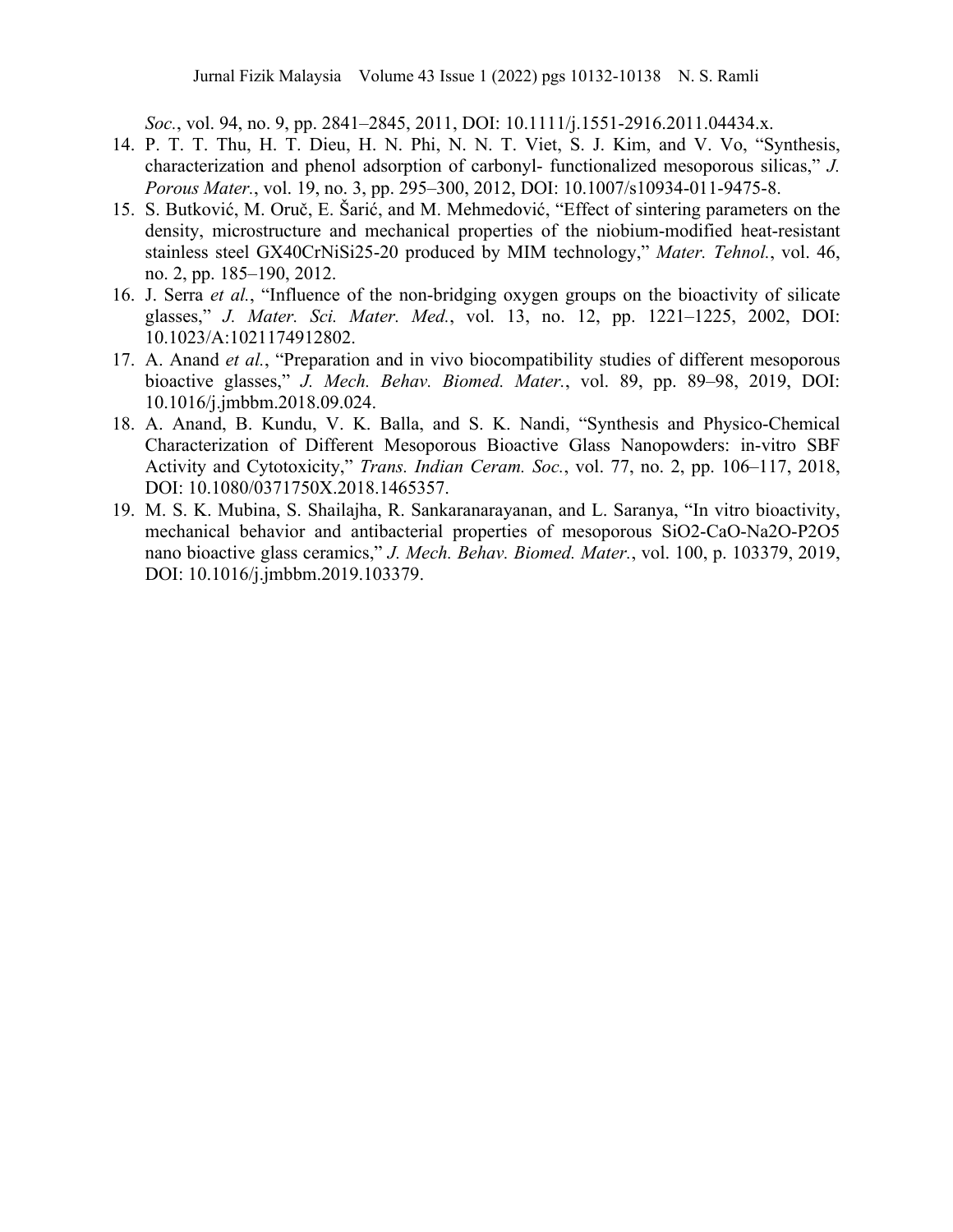*Soc.*, vol. 94, no. 9, pp. 2841–2845, 2011, DOI: 10.1111/j.1551-2916.2011.04434.x.

14. P. T. T. Thu, H. T. Dieu, H. N. Phi, N. N. T. Viet, S. J. Kim, and V. Vo, "Synthesis, characterization and phenol adsorption of carbonyl- functionalized mesoporous silicas," *J. Porous Mater.*, vol. 19, no. 3, pp. 295–300, 2012, DOI: 10.1007/s10934-011-9475-8.
15. S. Butković, M. Oruč, E. Šarić, and M. Mehmedović, "Effect of sintering parameters on the density, microstructure and mechanical properties of the niobium-modified heat-resistant stainless steel GX40CrNiSi25-20 produced by MIM technology," *Mater. Tehnol.*, vol. 46, no. 2, pp. 185–190, 2012.
16. J. Serra *et al.*, "Influence of the non-bridging oxygen groups on the bioactivity of silicate glasses," *J. Mater. Sci. Mater. Med.*, vol. 13, no. 12, pp. 1221–1225, 2002, DOI: 10.1023/A:1021174912802.
17. A. Anand *et al.*, "Preparation and in vivo biocompatibility studies of different mesoporous bioactive glasses," *J. Mech. Behav. Biomed. Mater.*, vol. 89, pp. 89–98, 2019, DOI: 10.1016/j.jmbbm.2018.09.024.
18. A. Anand, B. Kundu, V. K. Balla, and S. K. Nandi, "Synthesis and Physico-Chemical Characterization of Different Mesoporous Bioactive Glass Nanopowders: in-vitro SBF Activity and Cytotoxicity," *Trans. Indian Ceram. Soc.*, vol. 77, no. 2, pp. 106–117, 2018, DOI: 10.1080/0371750X.2018.1465357.
19. M. S. K. Mubina, S. Shailajha, R. Sankaranarayanan, and L. Saranya, "In vitro bioactivity, mechanical behavior and antibacterial properties of mesoporous SiO2-CaO-Na2O-P2O5 nano bioactive glass ceramics," *J. Mech. Behav. Biomed. Mater.*, vol. 100, p. 103379, 2019, DOI: 10.1016/j.jmbbm.2019.103379.